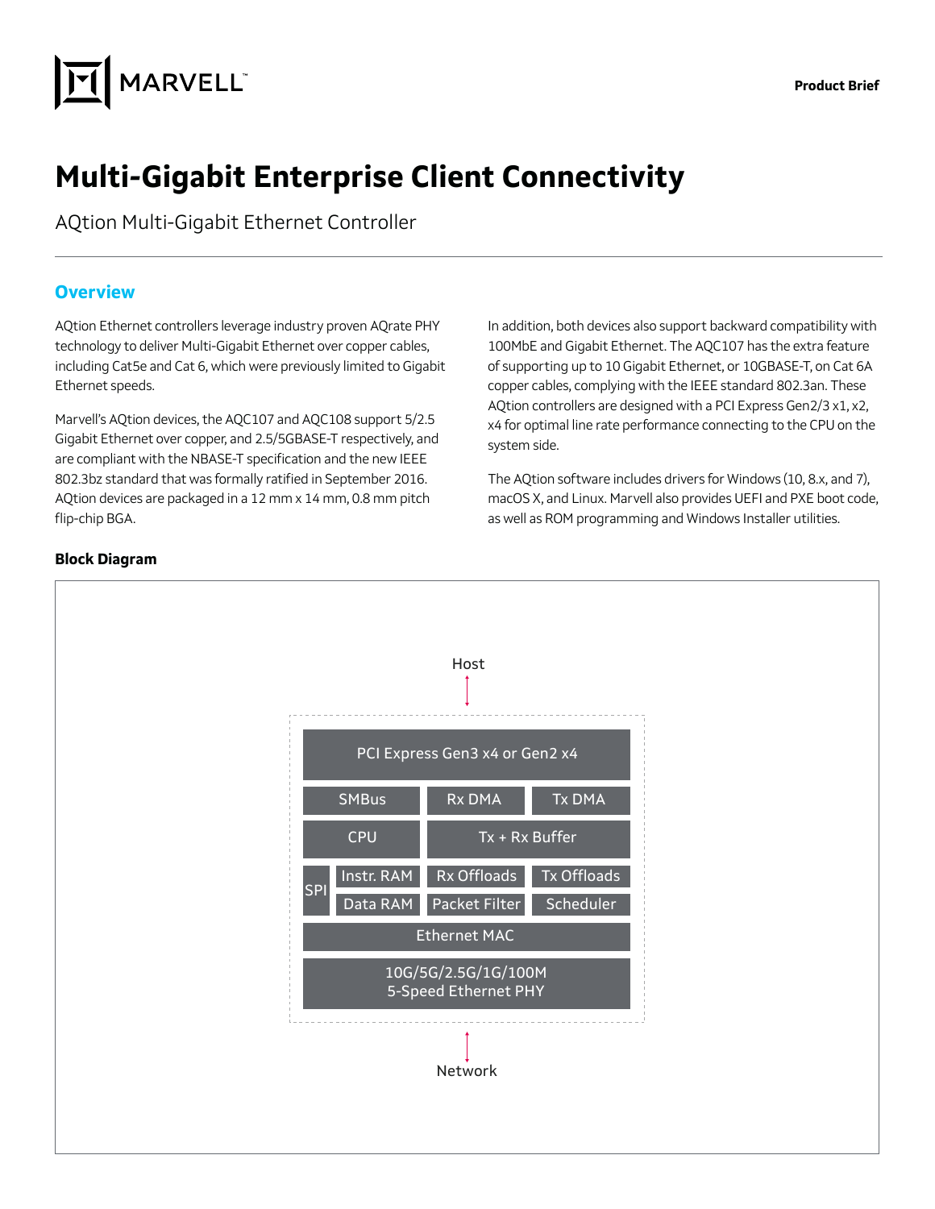**Product Brief**

# Multi-Gigabit Enterprise Client Connectivity

AQtion Multi-Gigabit Ethernet Controller

## Overview

AQtion Ethernet controllers leverage industry proven AQrate PHY technology to deliver Multi-Gigabit Ethernet over copper cables, including Cat5e and Cat 6, which were previously limited to Gigabit Ethernet speeds.

Marvell's AQtion devices, the AQC107 and AQC108 support 5/2.5 Gigabit Ethernet over copper, and 2.5/5GBASE-T respectively, and are compliant with the NBASE-T specification and the new IEEE 802.3bz standard that was formally ratified in September 2016. AQtion devices are packaged in a 12 mm x 14 mm, 0.8 mm pitch flip-chip BGA.

In addition, both devices also support backward compatibility with 100MbE and Gigabit Ethernet. The AQC107 has the extra feature of supporting up to 10 Gigabit Ethernet, or 10GBASE-T, on Cat 6A copper cables, complying with the IEEE standard 802.3an. These AQtion controllers are designed with a PCI Express Gen2/3 x1, x2, x4 for optimal line rate performance connecting to the CPU on the system side.

The AQtion software includes drivers for Windows (10, 8.x, and 7), macOS X, and Linux. Marvell also provides UEFI and PXE boot code, as well as ROM programming and Windows Installer utilities.

### Block Diagram

Host

PCI Express Gen3 x4 or Gen2 x4

SMBus | Rx DMA | Tx DMA

CPU | Tx + Rx Buffer

SPI | Instr. RAM | Rx Offloads | Tx Offloads

Data RAM | Packet Filter | Scheduler

Ethernet MAC

10G/5G/2.5G/1G/100M
5-Speed Ethernet PHY

Network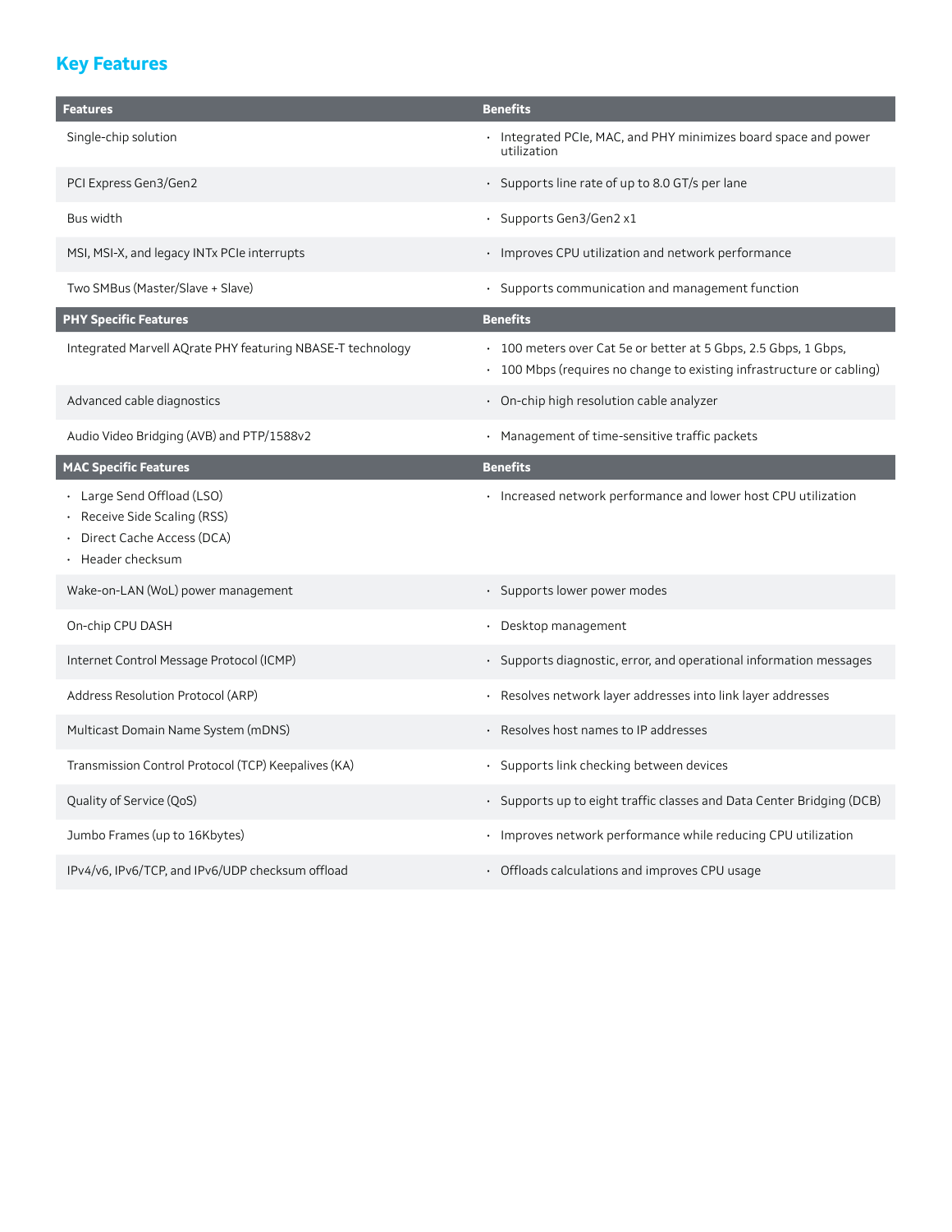## Key Features

| Features | Benefits |
|---|---|
| Single-chip solution | • Integrated PCIe, MAC, and PHY minimizes board space and power utilization |
| PCI Express Gen3/Gen2 | • Supports line rate of up to 8.0 GT/s per lane |
| Bus width | • Supports Gen3/Gen2 x1 |
| MSI, MSI-X, and legacy INTx PCIe interrupts | • Improves CPU utilization and network performance |
| Two SMBus (Master/Slave + Slave) | • Supports communication and management function |
| **PHY Specific Features** | **Benefits** |
| Integrated Marvell AQrate PHY featuring NBASE-T technology | • 100 meters over Cat 5e or better at 5 Gbps, 2.5 Gbps, 1 Gbps, <br>• 100 Mbps (requires no change to existing infrastructure or cabling) |
| Advanced cable diagnostics | • On-chip high resolution cable analyzer |
| Audio Video Bridging (AVB) and PTP/1588v2 | • Management of time-sensitive traffic packets |
| **MAC Specific Features** | **Benefits** |
| • Large Send Offload (LSO)<br>• Receive Side Scaling (RSS)<br>• Direct Cache Access (DCA)<br>• Header checksum | • Increased network performance and lower host CPU utilization |
| Wake-on-LAN (WoL) power management | • Supports lower power modes |
| On-chip CPU DASH | • Desktop management |
| Internet Control Message Protocol (ICMP) | • Supports diagnostic, error, and operational information messages |
| Address Resolution Protocol (ARP) | • Resolves network layer addresses into link layer addresses |
| Multicast Domain Name System (mDNS) | • Resolves host names to IP addresses |
| Transmission Control Protocol (TCP) Keepalives (KA) | • Supports link checking between devices |
| Quality of Service (QoS) | • Supports up to eight traffic classes and Data Center Bridging (DCB) |
| Jumbo Frames (up to 16Kbytes) | • Improves network performance while reducing CPU utilization |
| IPv4/v6, IPv6/TCP, and IPv6/UDP checksum offload | • Offloads calculations and improves CPU usage |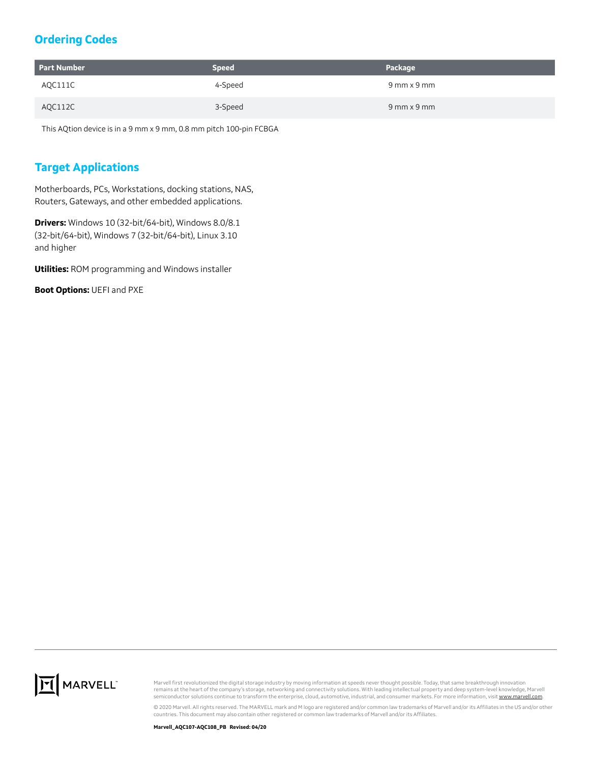## Ordering Codes

| Part Number | Speed | Package |
|---|---|---|
| AQC111C | 4-Speed | 9 mm x 9 mm |
| AQC112C | 3-Speed | 9 mm x 9 mm |

This AQtion device is in a 9 mm x 9 mm, 0.8 mm pitch 100-pin FCBGA

## Target Applications

Motherboards, PCs, Workstations, docking stations, NAS, Routers, Gateways, and other embedded applications.

**Drivers:** Windows 10 (32-bit/64-bit), Windows 8.0/8.1 (32-bit/64-bit), Windows 7 (32-bit/64-bit), Linux 3.10 and higher

**Utilities:** ROM programming and Windows installer

**Boot Options:** UEFI and PXE

MARVELL™

Marvell first revolutionized the digital storage industry by moving information at speeds never thought possible. Today, that same breakthrough innovation remains at the heart of the company's storage, networking and connectivity solutions. With leading intellectual property and deep system-level knowledge, Marvell semiconductor solutions continue to transform the enterprise, cloud, automotive, industrial, and consumer markets. For more information, visit www.marvell.com.

© 2020 Marvell. All rights reserved. The MARVELL mark and M logo are registered and/or common law trademarks of Marvell and/or its Affiliates in the US and/or other countries. This document may also contain other registered or common law trademarks of Marvell and/or its Affiliates.

**Marvell_AQC107-AQC108_PB Revised: 04/20**